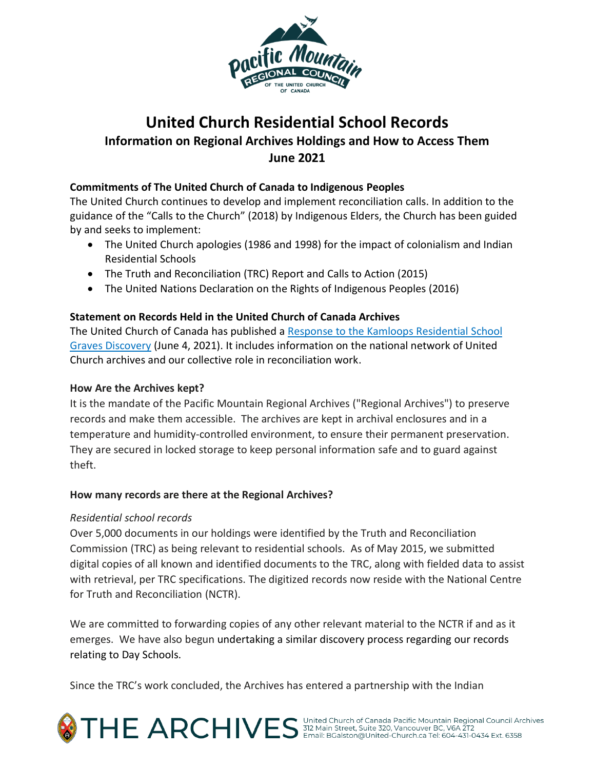# United Church Residential School Records

## Information on Regional Archives Holdings and How to Access Them

## June 2021

### Commitments of The United Church of Canada to Indigenous Peoples

The United Church continues to develop and implement reconciliation calls. In addition to the guidance of the "Calls to the Church" (2018) by Indigenous Elders, the Church has been guided by and seeks to implement:

- The United Church apologies (1986 and 1998) for the impact of colonialism and Indian Residential Schools
- The Truth and Reconciliation (TRC) Report and Calls to Action (2015)
- The United Nations Declaration on the Rights of Indigenous Peoples (2016)

### Statement on Records Held in the United Church of Canada Archives

The United Church of Canada has published a Response to the Kamloops Residential School Graves Discovery (June 4, 2021). It includes information on the national network of United Church archives and our collective role in reconciliation work.

### How Are the Archives kept?

It is the mandate of the Pacific Mountain Regional Archives ("Regional Archives") to preserve records and make them accessible. The archives are kept in archival enclosures and in a temperature and humidity-controlled environment, to ensure their permanent preservation. They are secured in locked storage to keep personal information safe and to guard against theft.

### How many records are there at the Regional Archives?

*Residential school records*

Over 5,000 documents in our holdings were identified by the Truth and Reconciliation Commission (TRC) as being relevant to residential schools. As of May 2015, we submitted digital copies of all known and identified documents to the TRC, along with fielded data to assist with retrieval, per TRC specifications. The digitized records now reside with the National Centre for Truth and Reconciliation (NCTR).

We are committed to forwarding copies of any other relevant material to the NCTR if and as it emerges. We have also begun undertaking a similar discovery process regarding our records relating to Day Schools.

Since the TRC's work concluded, the Archives has entered a partnership with the Indian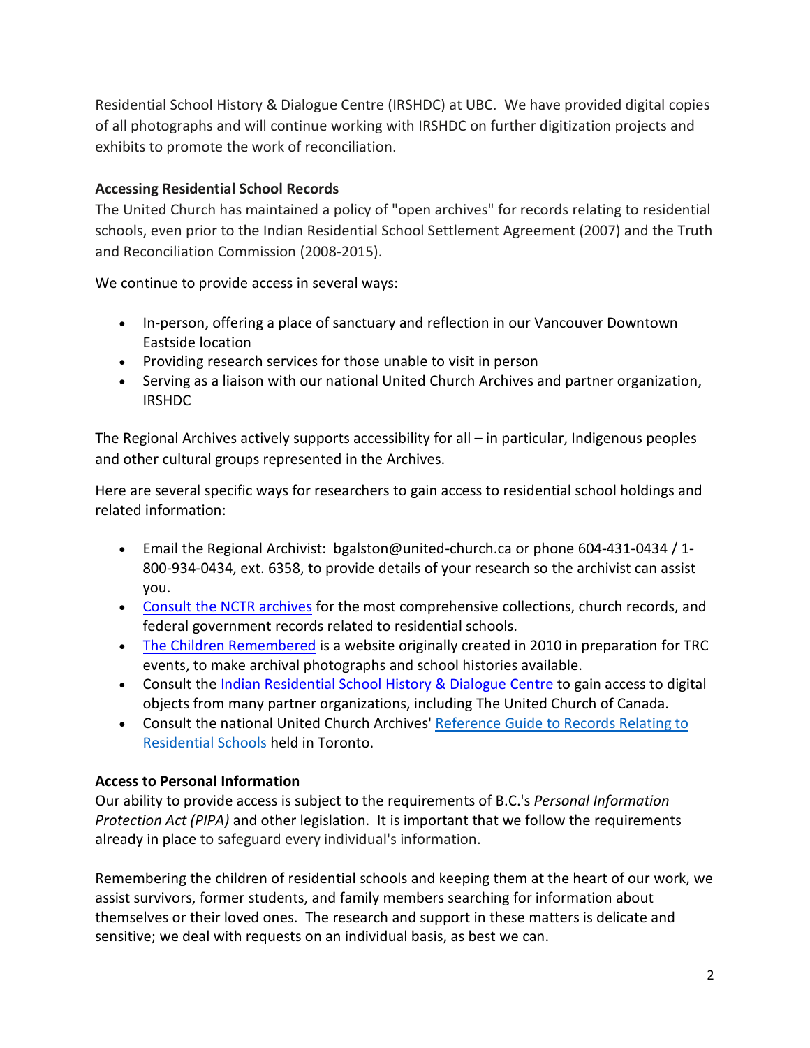Residential School History & Dialogue Centre (IRSHDC) at UBC. We have provided digital copies of all photographs and will continue working with IRSHDC on further digitization projects and exhibits to promote the work of reconciliation.

**Accessing Residential School Records**

The United Church has maintained a policy of "open archives" for records relating to residential schools, even prior to the Indian Residential School Settlement Agreement (2007) and the Truth and Reconciliation Commission (2008-2015).

We continue to provide access in several ways:

- In-person, offering a place of sanctuary and reflection in our Vancouver Downtown Eastside location
- Providing research services for those unable to visit in person
- Serving as a liaison with our national United Church Archives and partner organization, IRSHDC

The Regional Archives actively supports accessibility for all – in particular, Indigenous peoples and other cultural groups represented in the Archives.

Here are several specific ways for researchers to gain access to residential school holdings and related information:

- Email the Regional Archivist: bgalston@united-church.ca or phone 604-431-0434 / 1-800-934-0434, ext. 6358, to provide details of your research so the archivist can assist you.
- Consult the NCTR archives for the most comprehensive collections, church records, and federal government records related to residential schools.
- The Children Remembered is a website originally created in 2010 in preparation for TRC events, to make archival photographs and school histories available.
- Consult the Indian Residential School History & Dialogue Centre to gain access to digital objects from many partner organizations, including The United Church of Canada.
- Consult the national United Church Archives' Reference Guide to Records Relating to Residential Schools held in Toronto.

**Access to Personal Information**

Our ability to provide access is subject to the requirements of B.C.'s *Personal Information Protection Act (PIPA)* and other legislation. It is important that we follow the requirements already in place to safeguard every individual's information.

Remembering the children of residential schools and keeping them at the heart of our work, we assist survivors, former students, and family members searching for information about themselves or their loved ones. The research and support in these matters is delicate and sensitive; we deal with requests on an individual basis, as best we can.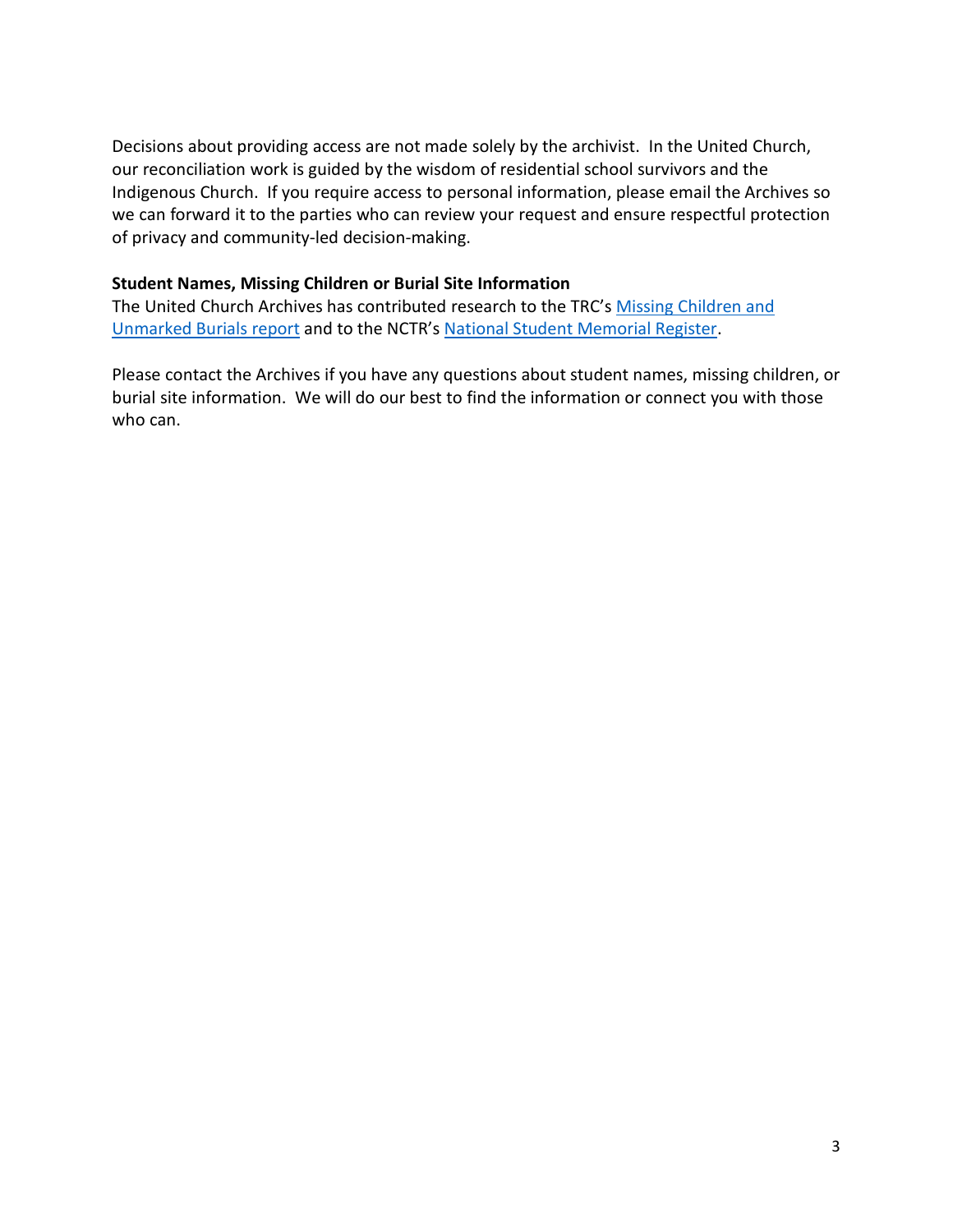Decisions about providing access are not made solely by the archivist. In the United Church, our reconciliation work is guided by the wisdom of residential school survivors and the Indigenous Church. If you require access to personal information, please email the Archives so we can forward it to the parties who can review your request and ensure respectful protection of privacy and community-led decision-making.

**Student Names, Missing Children or Burial Site Information**

The United Church Archives has contributed research to the TRC's Missing Children and Unmarked Burials report and to the NCTR's National Student Memorial Register.

Please contact the Archives if you have any questions about student names, missing children, or burial site information. We will do our best to find the information or connect you with those who can.